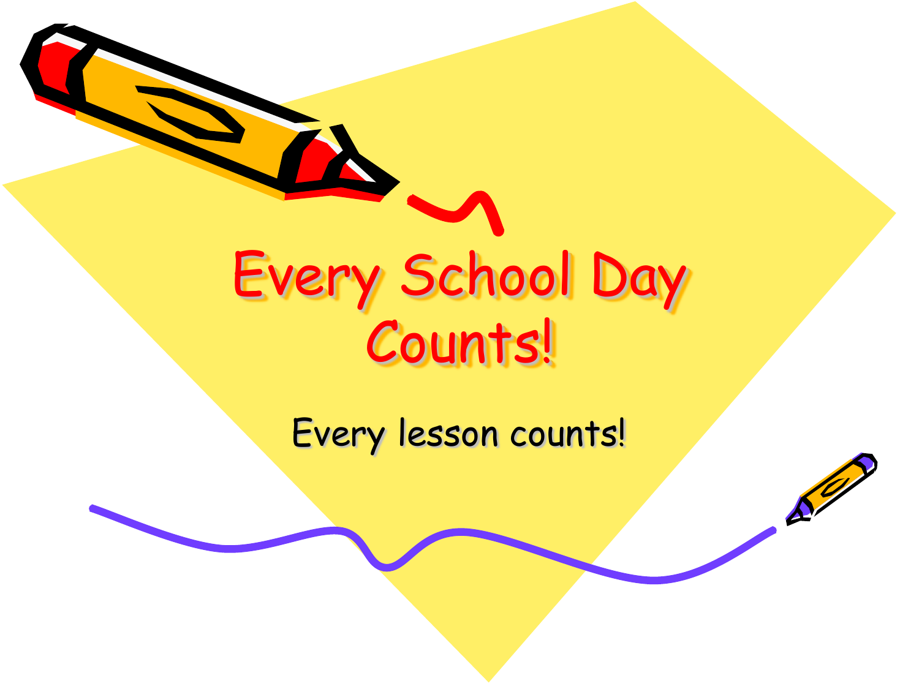# Every School Day Counts!

Every lesson counts!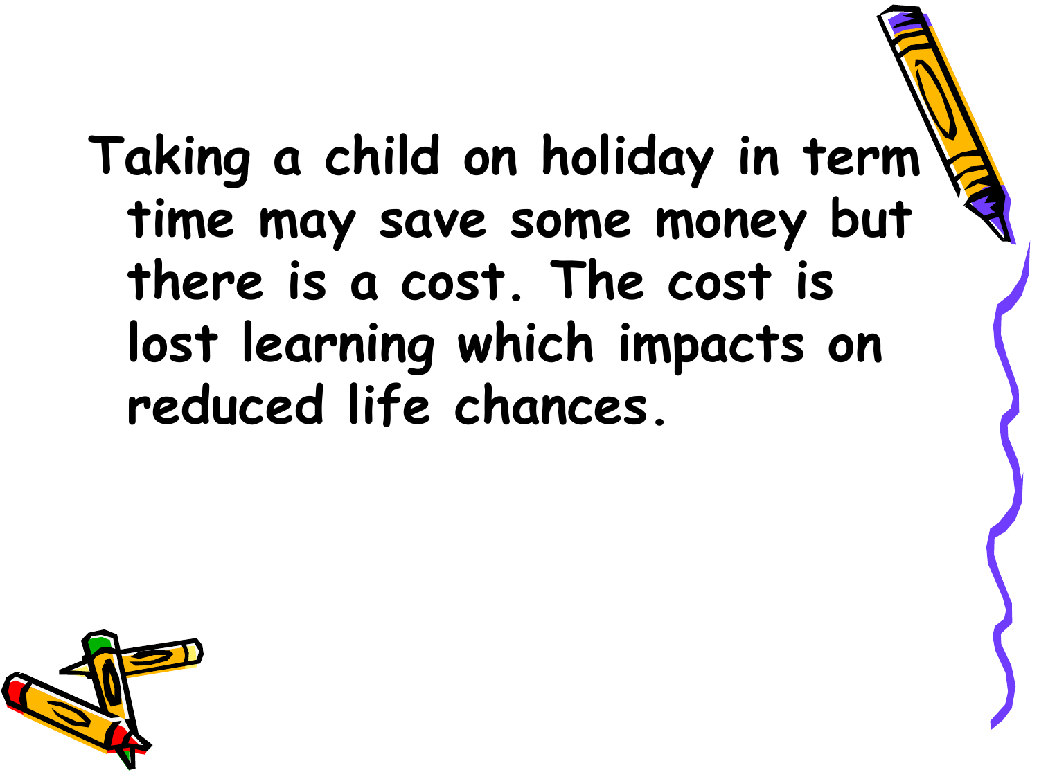Taking a child on holiday in term time may save some money but there is a cost. The cost is lost learning which impacts on reduced life chances.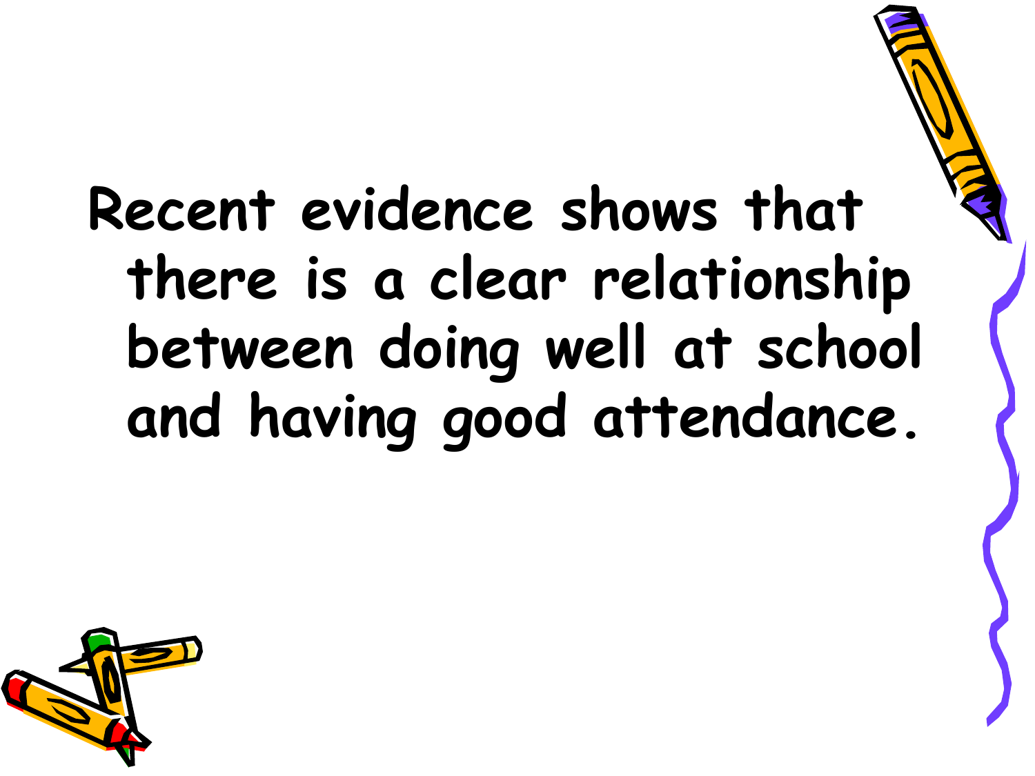Recent evidence shows that there is a clear relationship between doing well at school and having good attendance.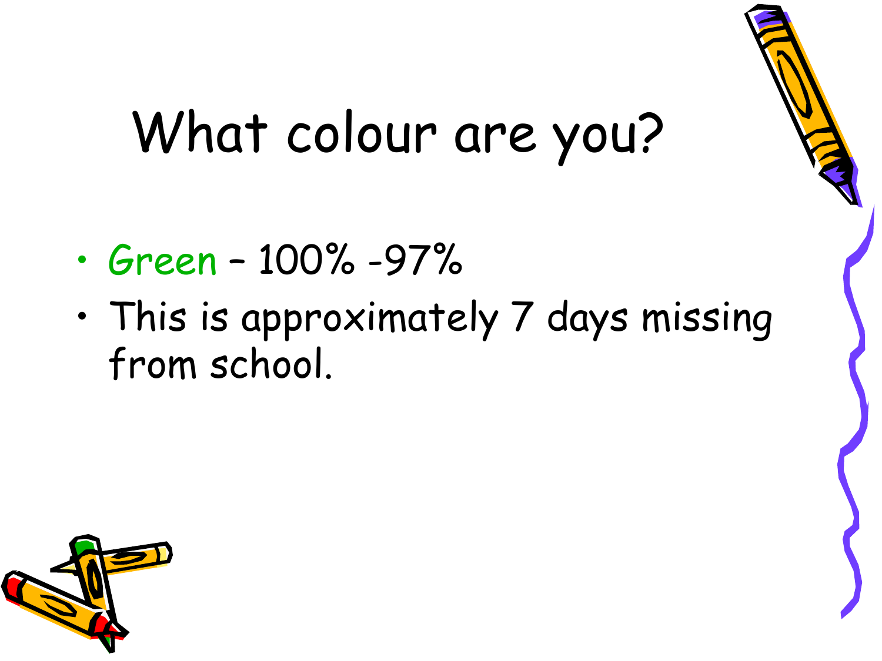# What colour are you?

- Green – 100% -97%
- This is approximately 7 days missing from school.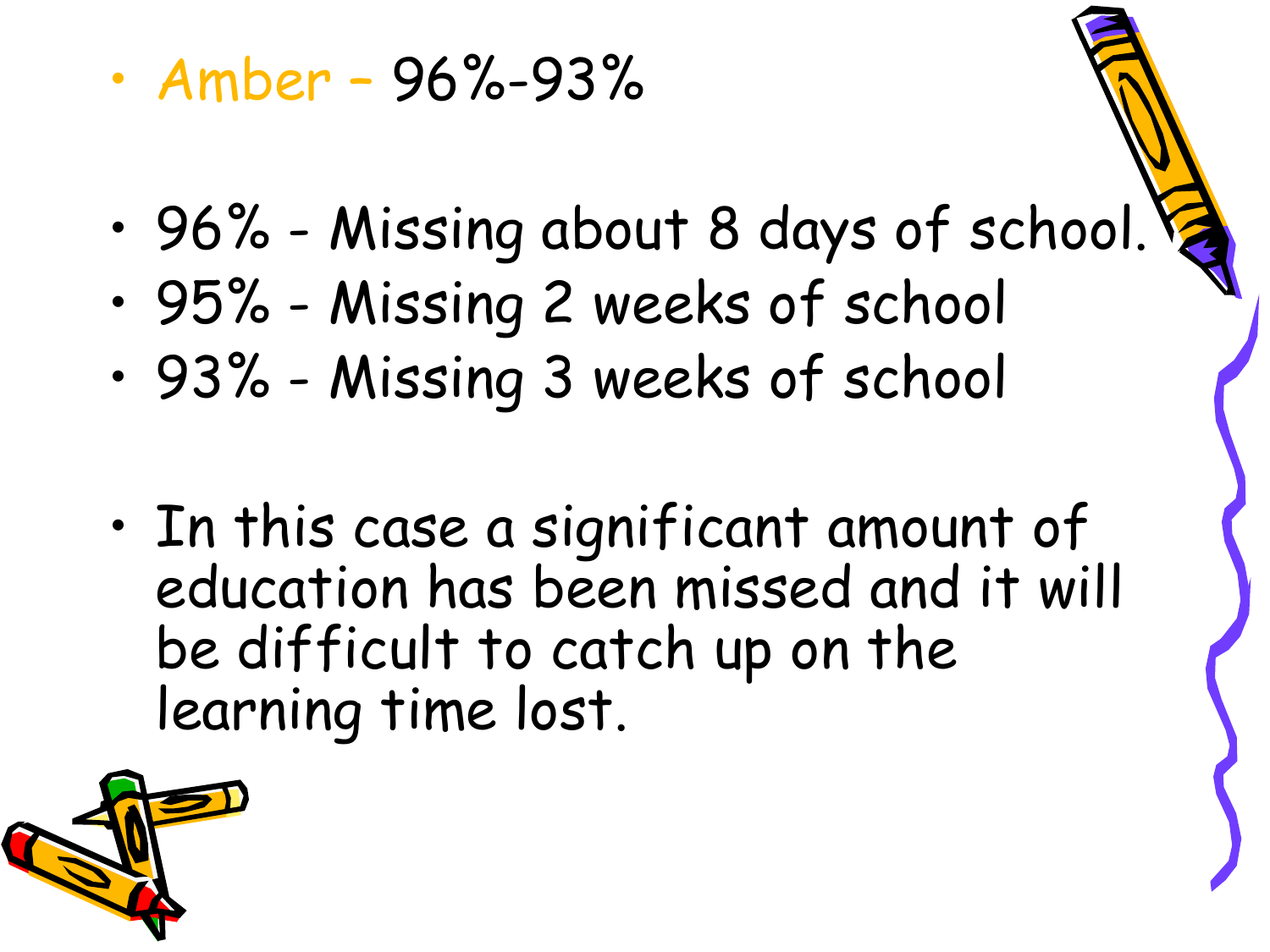- Amber – 96%-93%

- 96% - Missing about 8 days of school.
- 95% - Missing 2 weeks of school
- 93% - Missing 3 weeks of school

- In this case a significant amount of education has been missed and it will be difficult to catch up on the learning time lost.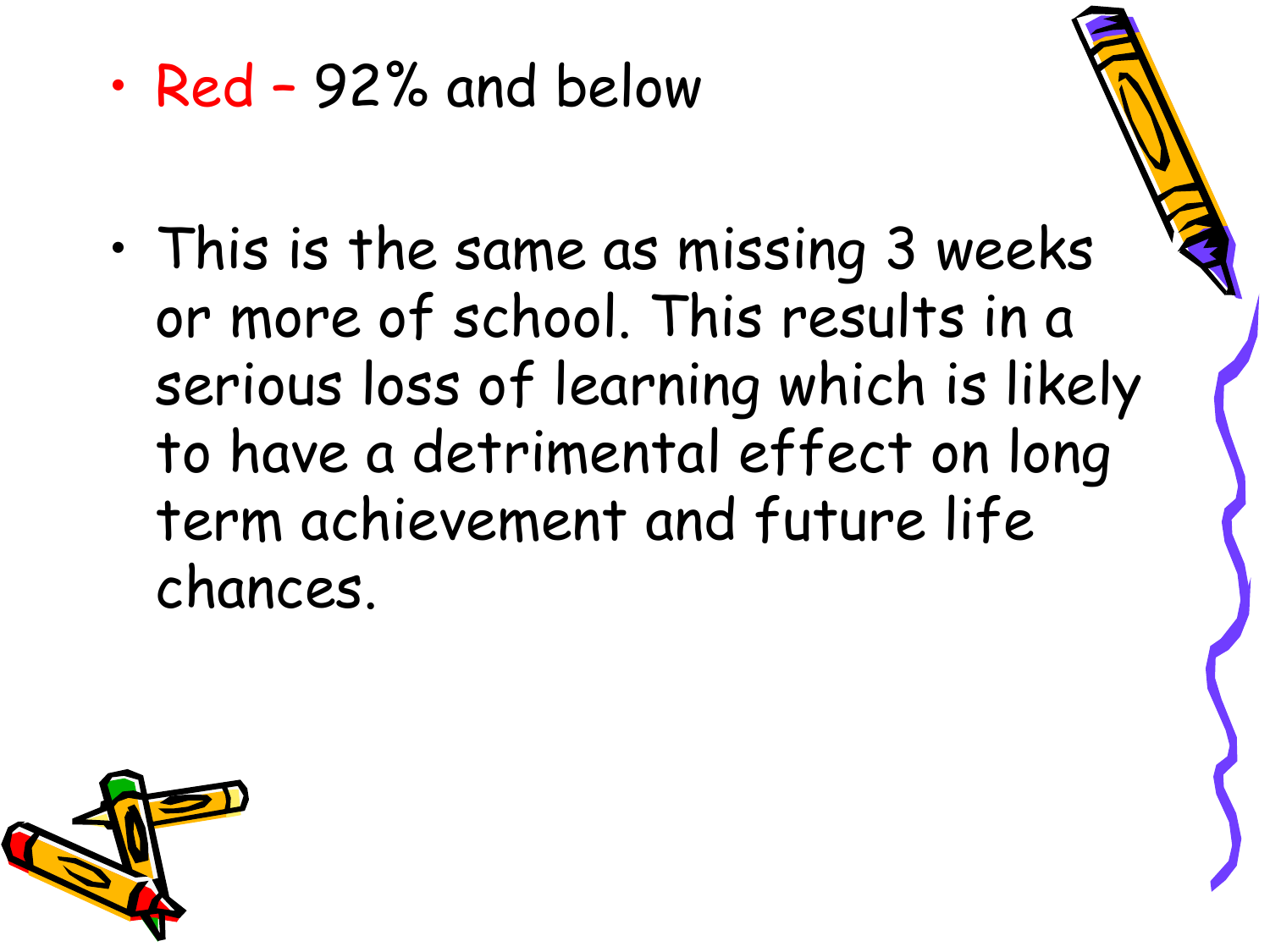- Red – 92% and below

- This is the same as missing 3 weeks or more of school. This results in a serious loss of learning which is likely to have a detrimental effect on long term achievement and future life chances.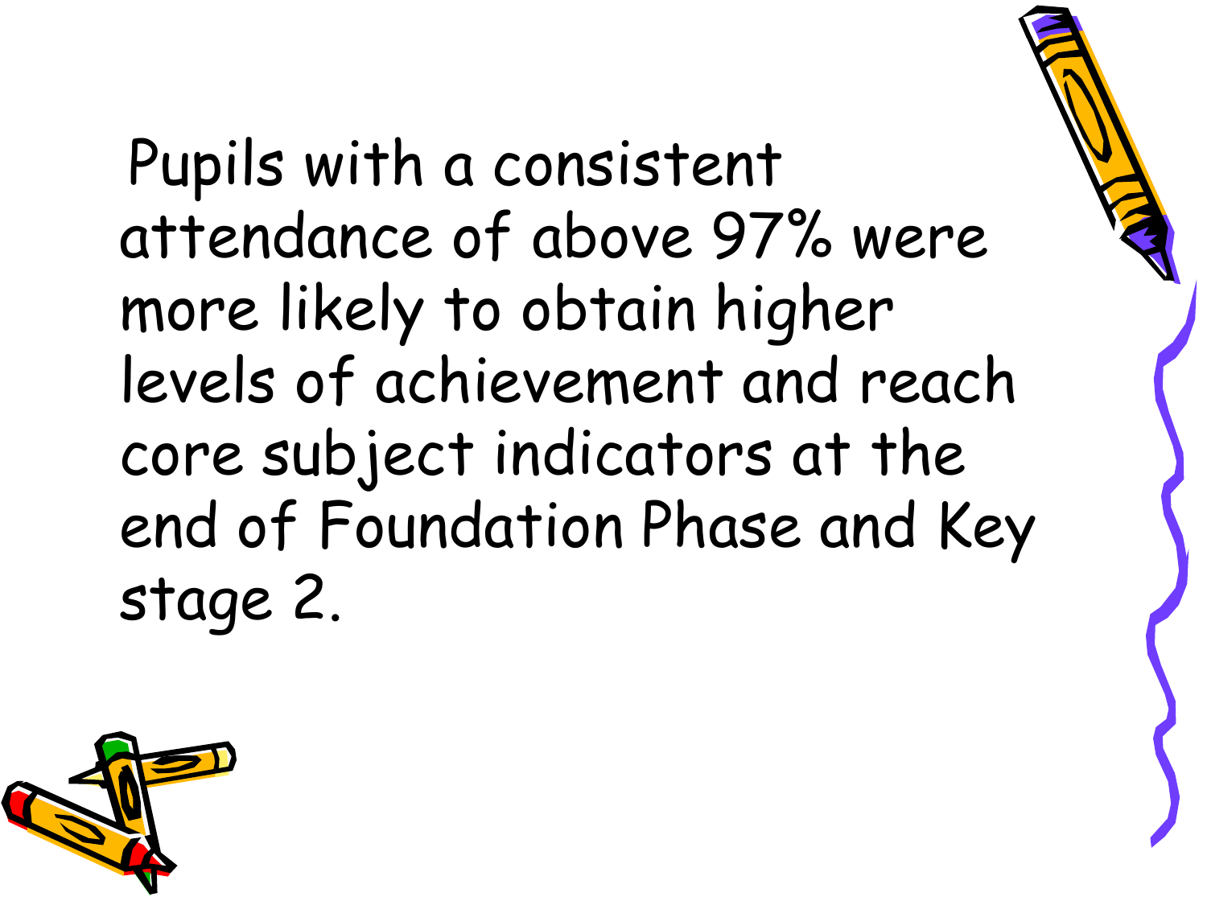Pupils with a consistent attendance of above 97% were more likely to obtain higher levels of achievement and reach core subject indicators at the end of Foundation Phase and Key stage 2.